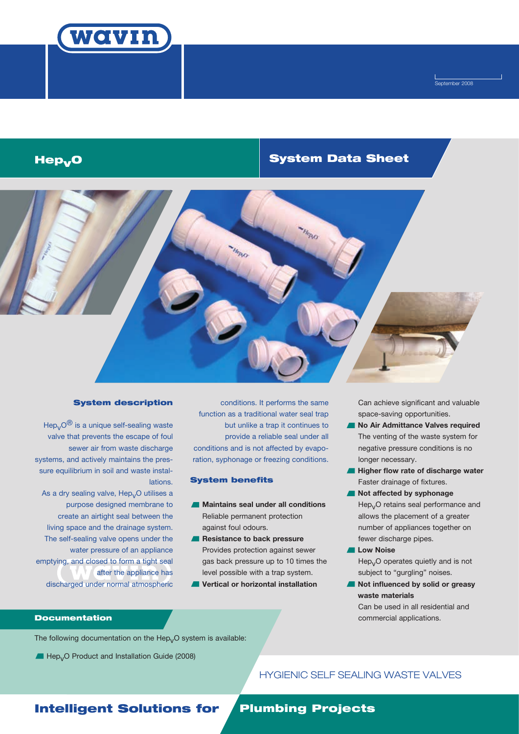September 2008

# $Hep_VO$

## System Data Sheet

### System description

$Hep_VO$® is a unique self-sealing waste valve that prevents the escape of foul sewer air from waste discharge systems, and actively maintains the pressure equilibrium in soil and waste installations.

As a dry sealing valve, $Hep_VO$ utilises a purpose designed membrane to create an airtight seal between the living space and the drainage system. The self-sealing valve opens under the water pressure of an appliance emptying, and closed to form a tight seal after the appliance has discharged under normal atmospheric conditions. It performs the same function as a traditional water seal trap but unlike a trap it continues to provide a reliable seal under all conditions and is not affected by evaporation, syphonage or freezing conditions.

### System benefits

- **Maintains seal under all conditions**
  Reliable permanent protection against foul odours.
- **Resistance to back pressure**
  Provides protection against sewer gas back pressure up to 10 times the level possible with a trap system.
- **Vertical or horizontal installation**
  Can achieve significant and valuable space-saving opportunities.
- **No Air Admittance Valves required**
  The venting of the waste system for negative pressure conditions is no longer necessary.
- **Higher flow rate of discharge water**
  Faster drainage of fixtures.
- **Not affected by syphonage**
  $Hep_VO$ retains seal performance and allows the placement of a greater number of appliances together on fewer discharge pipes.
- **Low Noise**
  $Hep_VO$ operates quietly and is not subject to "gurgling" noises.
- **Not influenced by solid or greasy waste materials**
  Can be used in all residential and commercial applications.

### Documentation

The following documentation on the $Hep_VO$ system is available:

- $Hep_VO$ Product and Installation Guide (2008)

HYGIENIC SELF SEALING WASTE VALVES

**Intelligent Solutions for Plumbing Projects**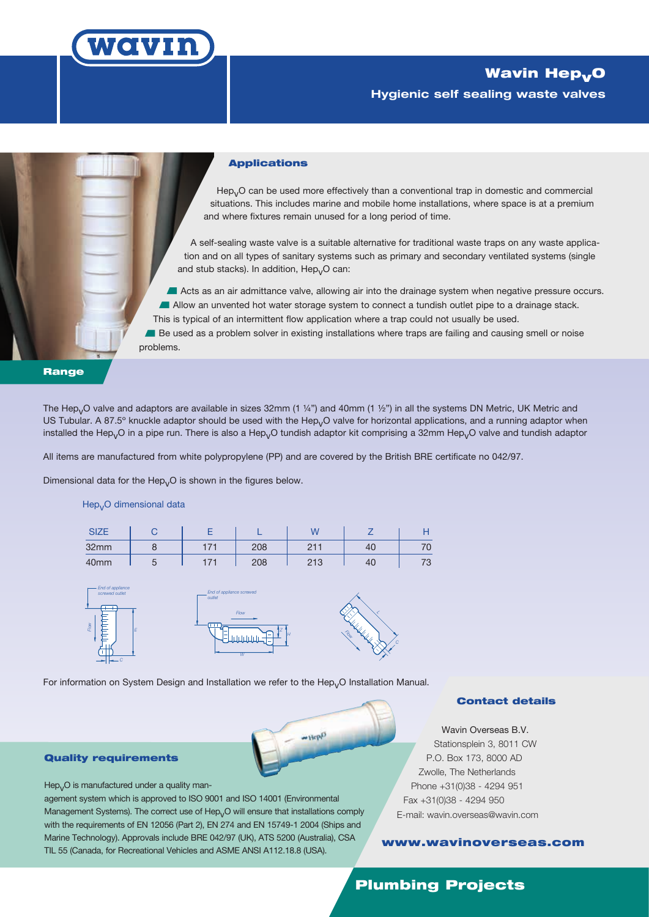# Wavin $Hep_VO$

## Hygienic self sealing waste valves

### Applications

$Hep_VO$ can be used more effectively than a conventional trap in domestic and commercial situations. This includes marine and mobile home installations, where space is at a premium and where fixtures remain unused for a long period of time.

A self-sealing waste valve is a suitable alternative for traditional waste traps on any waste application and on all types of sanitary systems such as primary and secondary ventilated systems (single and stub stacks). In addition, $Hep_VO$ can:

- Acts as an air admittance valve, allowing air into the drainage system when negative pressure occurs.
- Allow an unvented hot water storage system to connect a tundish outlet pipe to a drainage stack. This is typical of an intermittent flow application where a trap could not usually be used.
- Be used as a problem solver in existing installations where traps are failing and causing smell or noise problems.

### Range

The $Hep_VO$ valve and adaptors are available in sizes 32mm (1 ¼") and 40mm (1 ½") in all the systems DN Metric, UK Metric and US Tubular. A 87.5° knuckle adaptor should be used with the $Hep_VO$ valve for horizontal applications, and a running adaptor when installed the $Hep_VO$ in a pipe run. There is also a $Hep_VO$ tundish adaptor kit comprising a 32mm $Hep_VO$ valve and tundish adaptor

All items are manufactured from white polypropylene (PP) and are covered by the British BRE certificate no 042/97.

Dimensional data for the $Hep_VO$ is shown in the figures below.

$Hep_VO$ dimensional data

| SIZE | C | E | L | W | Z | H |
|---|---|---|---|---|---|---|
| 32mm | 8 | 171 | 208 | 211 | 40 | 70 |
| 40mm | 5 | 171 | 208 | 213 | 40 | 73 |

End of appliance screwed outlet
Flow
E
C

End of appliance screwed outlet
Flow
Z
H
W

L
Flow
C

For information on System Design and Installation we refer to the $Hep_VO$ Installation Manual.

### Quality requirements

$Hep_VO$ is manufactured under a quality management system which is approved to ISO 9001 and ISO 14001 (Environmental Management Systems). The correct use of $Hep_VO$ will ensure that installations comply with the requirements of EN 12056 (Part 2), EN 274 and EN 15749-1 2004 (Ships and Marine Technology). Approvals include BRE 042/97 (UK), ATS 5200 (Australia), CSA TIL 55 (Canada, for Recreational Vehicles and ASME ANSI A112.18.8 (USA).

### Contact details

Wavin Overseas B.V.
Stationsplein 3, 8011 CW
P.O. Box 173, 8000 AD
Zwolle, The Netherlands
Phone +31(0)38 - 4294 951
Fax +31(0)38 - 4294 950
E-mail: wavin.overseas@wavin.com

**www.wavinoverseas.com**

**Plumbing Projects**